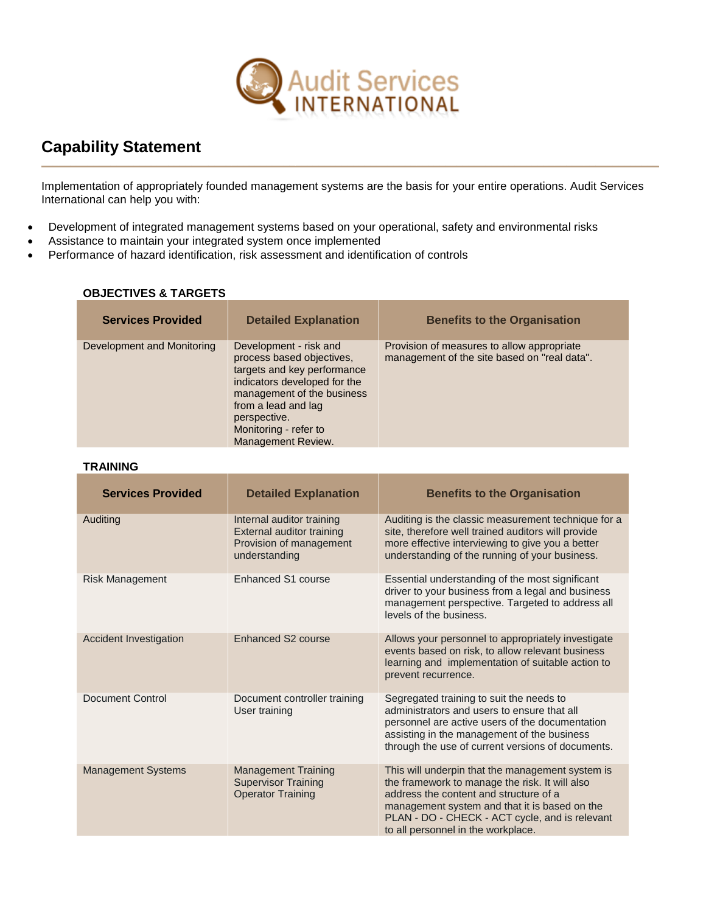Audit Services INTERNATIONAL

# Capability Statement

Implementation of appropriately founded management systems are the basis for your entire operations. Audit Services International can help you with:

- Development of integrated management systems based on your operational, safety and environmental risks
- Assistance to maintain your integrated system once implemented
- Performance of hazard identification, risk assessment and identification of controls

**OBJECTIVES & TARGETS**

| Services Provided | Detailed Explanation | Benefits to the Organisation |
|---|---|---|
| Development and Monitoring | Development - risk and process based objectives, targets and key performance indicators developed for the management of the business from a lead and lag perspective.<br>Monitoring - refer to Management Review. | Provision of measures to allow appropriate management of the site based on "real data". |

**TRAINING**

| Services Provided | Detailed Explanation | Benefits to the Organisation |
|---|---|---|
| Auditing | Internal auditor training<br>External auditor training<br>Provision of management understanding | Auditing is the classic measurement technique for a site, therefore well trained auditors will provide more effective interviewing to give you a better understanding of the running of your business. |
| Risk Management | Enhanced S1 course | Essential understanding of the most significant driver to your business from a legal and business management perspective. Targeted to address all levels of the business. |
| Accident Investigation | Enhanced S2 course | Allows your personnel to appropriately investigate events based on risk, to allow relevant business learning and implementation of suitable action to prevent recurrence. |
| Document Control | Document controller training<br>User training | Segregated training to suit the needs to administrators and users to ensure that all personnel are active users of the documentation assisting in the management of the business through the use of current versions of documents. |
| Management Systems | Management Training<br>Supervisor Training<br>Operator Training | This will underpin that the management system is the framework to manage the risk. It will also address the content and structure of a management system and that it is based on the PLAN - DO - CHECK - ACT cycle, and is relevant to all personnel in the workplace. |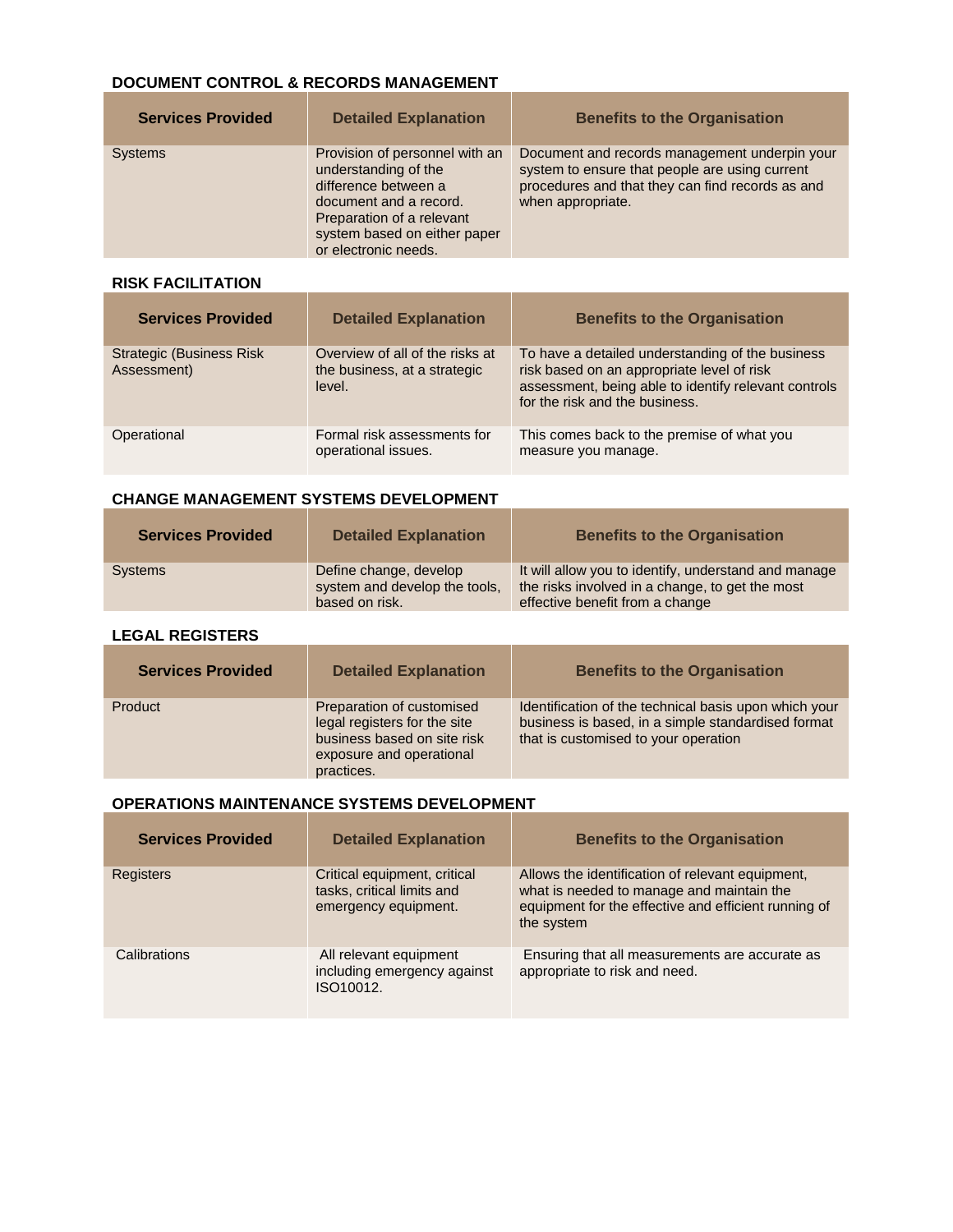### DOCUMENT CONTROL & RECORDS MANAGEMENT

| Services Provided | Detailed Explanation | Benefits to the Organisation |
|---|---|---|
| Systems | Provision of personnel with an understanding of the difference between a document and a record. Preparation of a relevant system based on either paper or electronic needs. | Document and records management underpin your system to ensure that people are using current procedures and that they can find records as and when appropriate. |

### RISK FACILITATION

| Services Provided | Detailed Explanation | Benefits to the Organisation |
|---|---|---|
| Strategic (Business Risk Assessment) | Overview of all of the risks at the business, at a strategic level. | To have a detailed understanding of the business risk based on an appropriate level of risk assessment, being able to identify relevant controls for the risk and the business. |
| Operational | Formal risk assessments for operational issues. | This comes back to the premise of what you measure you manage. |

### CHANGE MANAGEMENT SYSTEMS DEVELOPMENT

| Services Provided | Detailed Explanation | Benefits to the Organisation |
|---|---|---|
| Systems | Define change, develop system and develop the tools, based on risk. | It will allow you to identify, understand and manage the risks involved in a change, to get the most effective benefit from a change |

### LEGAL REGISTERS

| Services Provided | Detailed Explanation | Benefits to the Organisation |
|---|---|---|
| Product | Preparation of customised legal registers for the site business based on site risk exposure and operational practices. | Identification of the technical basis upon which your business is based, in a simple standardised format that is customised to your operation |

### OPERATIONS MAINTENANCE SYSTEMS DEVELOPMENT

| Services Provided | Detailed Explanation | Benefits to the Organisation |
|---|---|---|
| Registers | Critical equipment, critical tasks, critical limits and emergency equipment. | Allows the identification of relevant equipment, what is needed to manage and maintain the equipment for the effective and efficient running of the system |
| Calibrations | All relevant equipment including emergency against ISO10012. | Ensuring that all measurements are accurate as appropriate to risk and need. |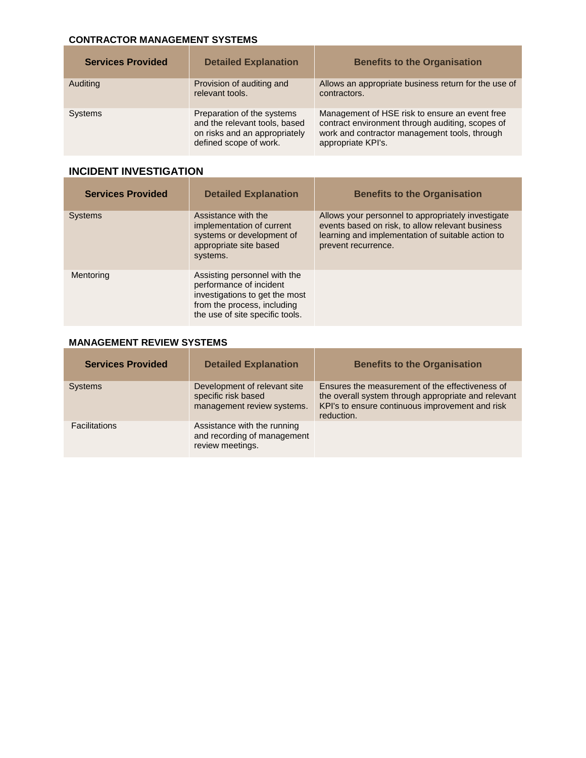### CONTRACTOR MANAGEMENT SYSTEMS

| Services Provided | Detailed Explanation | Benefits to the Organisation |
|---|---|---|
| Auditing | Provision of auditing and relevant tools. | Allows an appropriate business return for the use of contractors. |
| Systems | Preparation of the systems and the relevant tools, based on risks and an appropriately defined scope of work. | Management of HSE risk to ensure an event free contract environment through auditing, scopes of work and contractor management tools, through appropriate KPI's. |

### INCIDENT INVESTIGATION

| Services Provided | Detailed Explanation | Benefits to the Organisation |
|---|---|---|
| Systems | Assistance with the implementation of current systems or development of appropriate site based systems. | Allows your personnel to appropriately investigate events based on risk, to allow relevant business learning and implementation of suitable action to prevent recurrence. |
| Mentoring | Assisting personnel with the performance of incident investigations to get the most from the process, including the use of site specific tools. | |

### MANAGEMENT REVIEW SYSTEMS

| Services Provided | Detailed Explanation | Benefits to the Organisation |
|---|---|---|
| Systems | Development of relevant site specific risk based management review systems. | Ensures the measurement of the effectiveness of the overall system through appropriate and relevant KPI's to ensure continuous improvement and risk reduction. |
| Facilitations | Assistance with the running and recording of management review meetings. | |